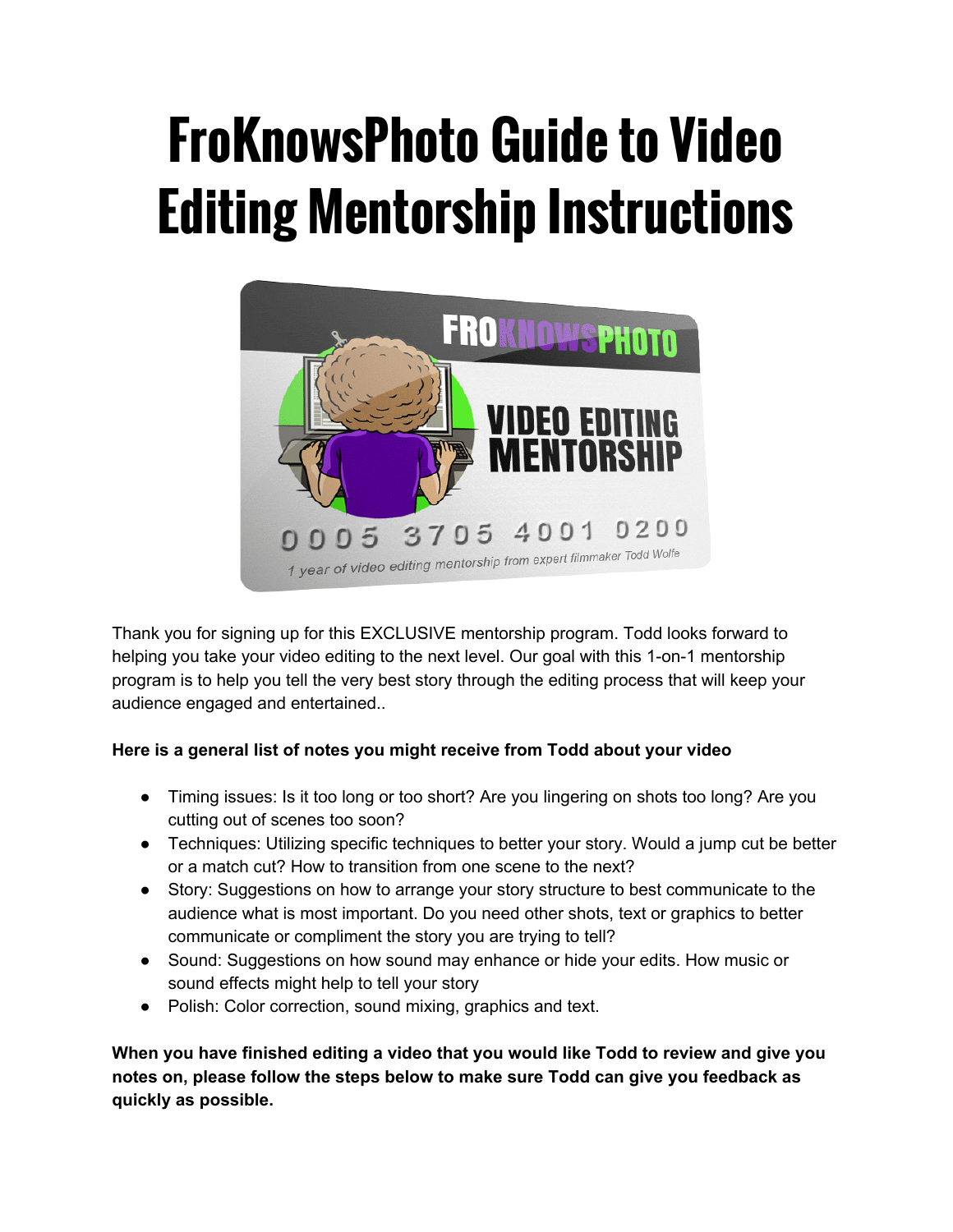# FroKnowsPhoto Guide to Video Editing Mentorship Instructions

Thank you for signing up for this EXCLUSIVE mentorship program. Todd looks forward to helping you take your video editing to the next level. Our goal with this 1-on-1 mentorship program is to help you tell the very best story through the editing process that will keep your audience engaged and entertained..

**Here is a general list of notes you might receive from Todd about your video**

- Timing issues: Is it too long or too short? Are you lingering on shots too long? Are you cutting out of scenes too soon?
- Techniques: Utilizing specific techniques to better your story. Would a jump cut be better or a match cut? How to transition from one scene to the next?
- Story: Suggestions on how to arrange your story structure to best communicate to the audience what is most important. Do you need other shots, text or graphics to better communicate or compliment the story you are trying to tell?
- Sound: Suggestions on how sound may enhance or hide your edits. How music or sound effects might help to tell your story
- Polish: Color correction, sound mixing, graphics and text.

**When you have finished editing a video that you would like Todd to review and give you notes on, please follow the steps below to make sure Todd can give you feedback as quickly as possible.**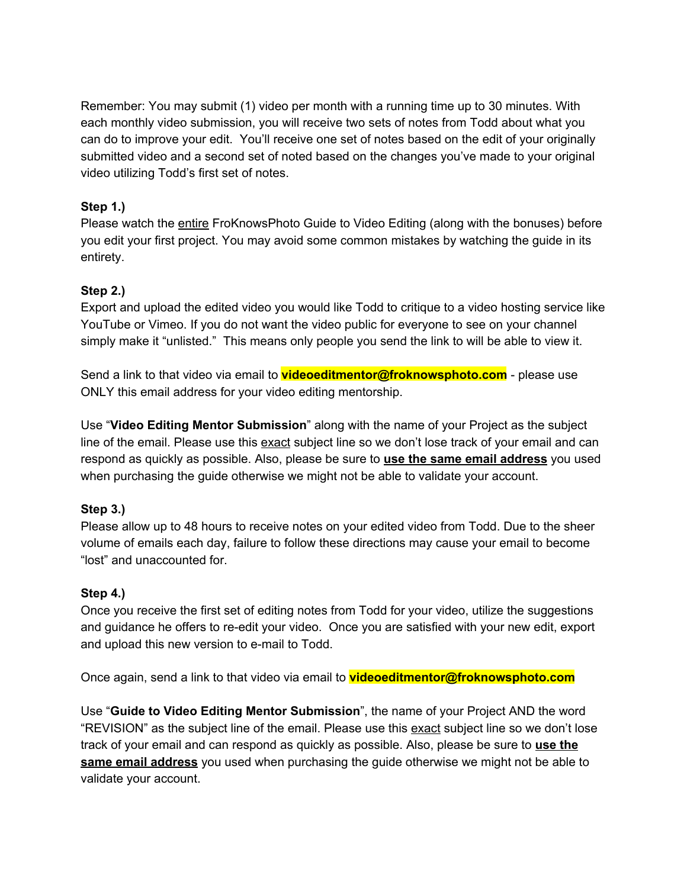Remember: You may submit (1) video per month with a running time up to 30 minutes. With each monthly video submission, you will receive two sets of notes from Todd about what you can do to improve your edit. You'll receive one set of notes based on the edit of your originally submitted video and a second set of noted based on the changes you've made to your original video utilizing Todd's first set of notes.

**Step 1.)**
Please watch the entire FroKnowsPhoto Guide to Video Editing (along with the bonuses) before you edit your first project. You may avoid some common mistakes by watching the guide in its entirety.

**Step 2.)**
Export and upload the edited video you would like Todd to critique to a video hosting service like YouTube or Vimeo. If you do not want the video public for everyone to see on your channel simply make it "unlisted." This means only people you send the link to will be able to view it.

Send a link to that video via email to **videoeditmentor@froknowsphoto.com** - please use ONLY this email address for your video editing mentorship.

Use "**Video Editing Mentor Submission**" along with the name of your Project as the subject line of the email. Please use this exact subject line so we don't lose track of your email and can respond as quickly as possible. Also, please be sure to **use the same email address** you used when purchasing the guide otherwise we might not be able to validate your account.

**Step 3.)**
Please allow up to 48 hours to receive notes on your edited video from Todd. Due to the sheer volume of emails each day, failure to follow these directions may cause your email to become "lost" and unaccounted for.

**Step 4.)**
Once you receive the first set of editing notes from Todd for your video, utilize the suggestions and guidance he offers to re-edit your video. Once you are satisfied with your new edit, export and upload this new version to e-mail to Todd.

Once again, send a link to that video via email to **videoeditmentor@froknowsphoto.com**

Use "**Guide to Video Editing Mentor Submission**", the name of your Project AND the word "REVISION" as the subject line of the email. Please use this exact subject line so we don't lose track of your email and can respond as quickly as possible. Also, please be sure to **use the same email address** you used when purchasing the guide otherwise we might not be able to validate your account.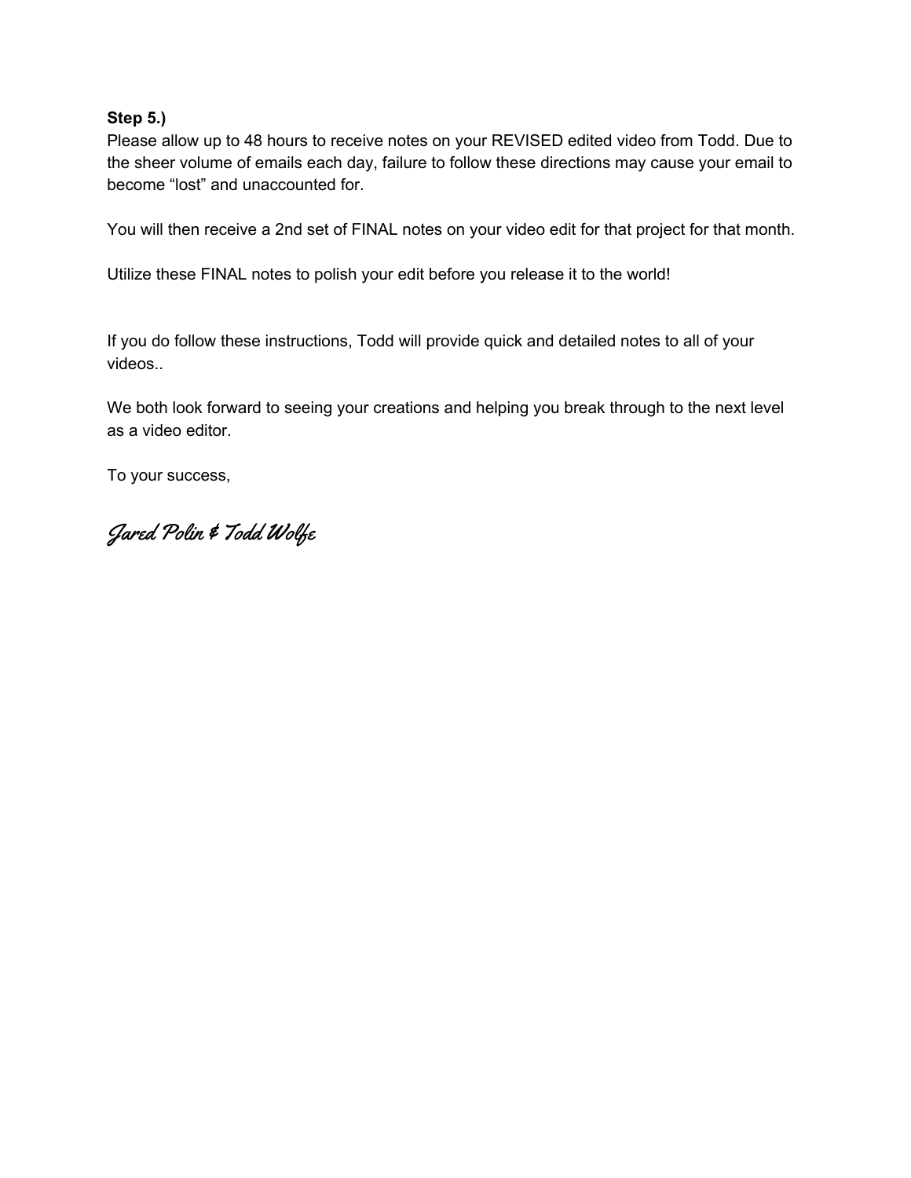**Step 5.)**

Please allow up to 48 hours to receive notes on your REVISED edited video from Todd. Due to the sheer volume of emails each day, failure to follow these directions may cause your email to become “lost” and unaccounted for.

You will then receive a 2nd set of FINAL notes on your video edit for that project for that month.

Utilize these FINAL notes to polish your edit before you release it to the world!

If you do follow these instructions, Todd will provide quick and detailed notes to all of your videos..

We both look forward to seeing your creations and helping you break through to the next level as a video editor.

To your success,

*Jared Polin & Todd Wolfe*